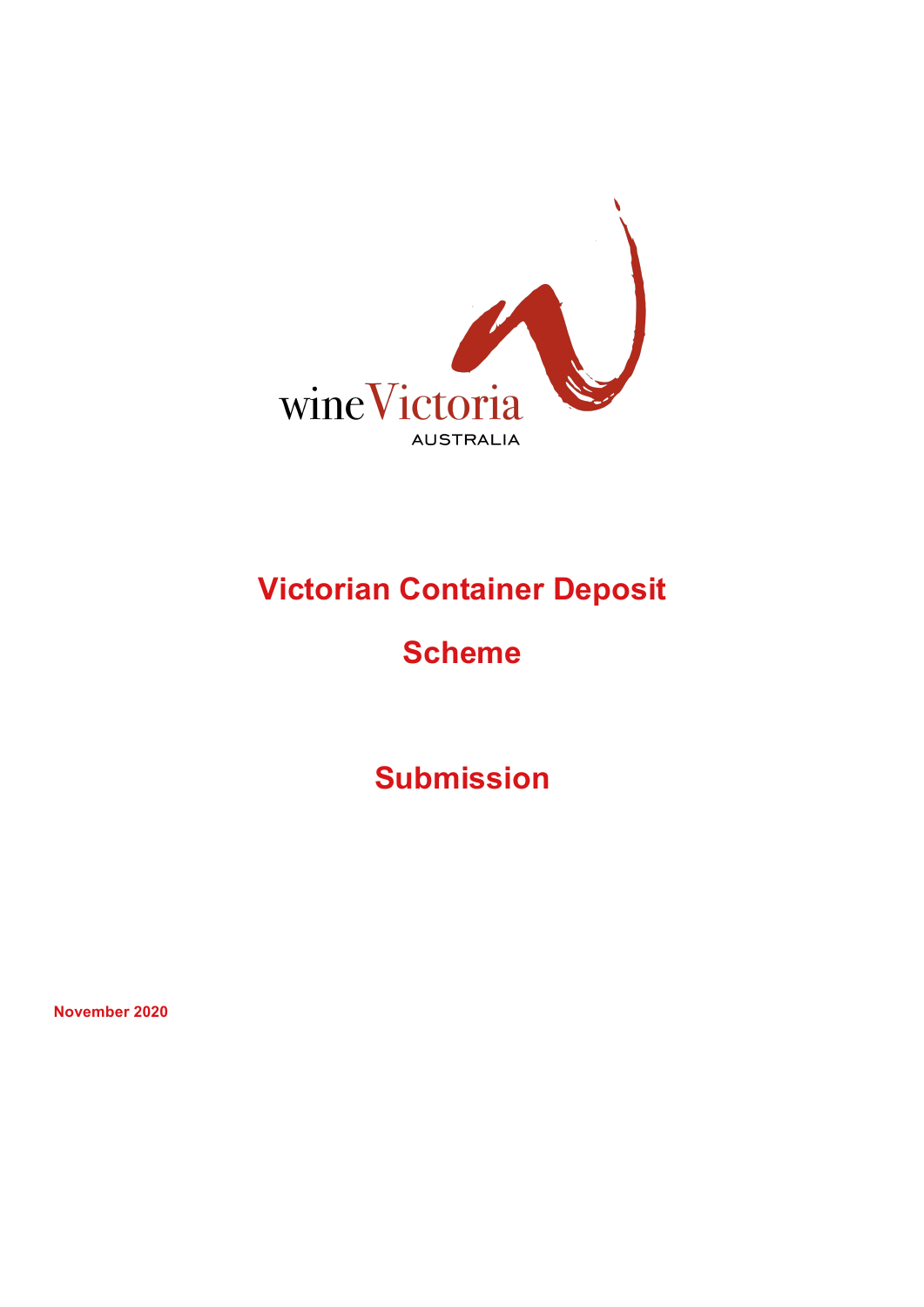wine Victoria
AUSTRALIA

# Victorian Container Deposit Scheme

# Submission

**November 2020**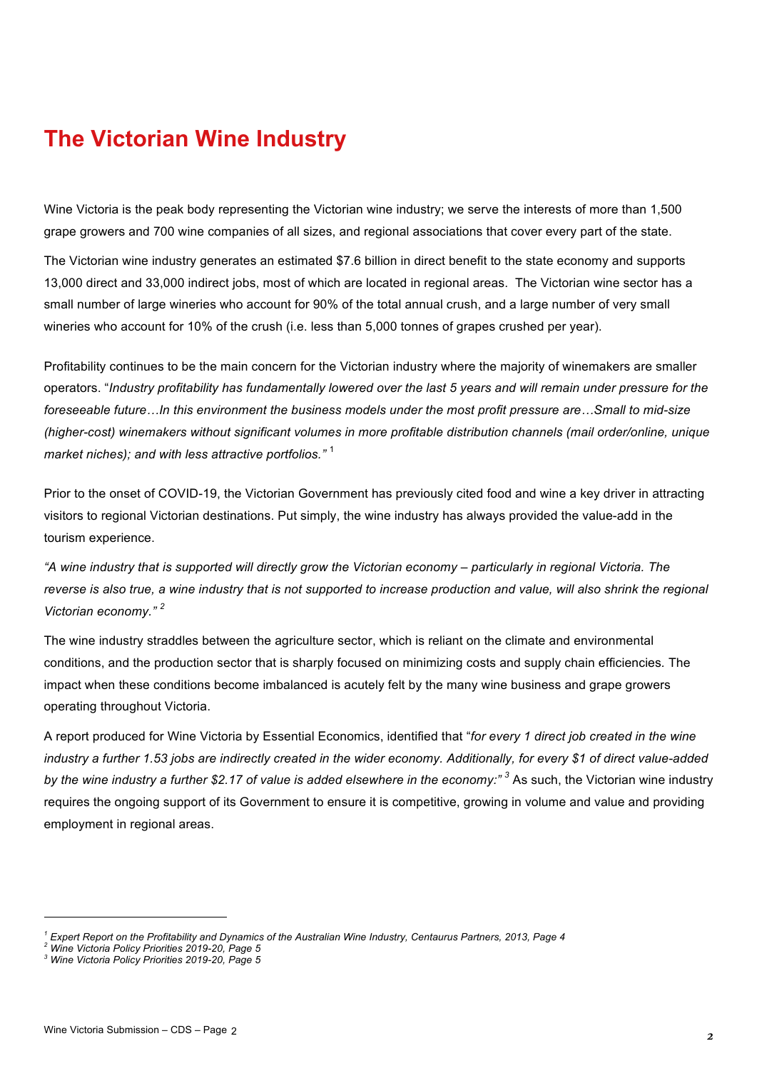# The Victorian Wine Industry

Wine Victoria is the peak body representing the Victorian wine industry; we serve the interests of more than 1,500 grape growers and 700 wine companies of all sizes, and regional associations that cover every part of the state.

The Victorian wine industry generates an estimated $7.6 billion in direct benefit to the state economy and supports 13,000 direct and 33,000 indirect jobs, most of which are located in regional areas. The Victorian wine sector has a small number of large wineries who account for 90% of the total annual crush, and a large number of very small wineries who account for 10% of the crush (i.e. less than 5,000 tonnes of grapes crushed per year).

Profitability continues to be the main concern for the Victorian industry where the majority of winemakers are smaller operators. "*Industry profitability has fundamentally lowered over the last 5 years and will remain under pressure for the foreseeable future…In this environment the business models under the most profit pressure are…Small to mid-size (higher-cost) winemakers without significant volumes in more profitable distribution channels (mail order/online, unique market niches); and with less attractive portfolios."* [1]

Prior to the onset of COVID-19, the Victorian Government has previously cited food and wine a key driver in attracting visitors to regional Victorian destinations. Put simply, the wine industry has always provided the value-add in the tourism experience.

*"A wine industry that is supported will directly grow the Victorian economy – particularly in regional Victoria. The reverse is also true, a wine industry that is not supported to increase production and value, will also shrink the regional Victorian economy."* [2]

The wine industry straddles between the agriculture sector, which is reliant on the climate and environmental conditions, and the production sector that is sharply focused on minimizing costs and supply chain efficiencies. The impact when these conditions become imbalanced is acutely felt by the many wine business and grape growers operating throughout Victoria.

A report produced for Wine Victoria by Essential Economics, identified that "*for every 1 direct job created in the wine industry a further 1.53 jobs are indirectly created in the wider economy. Additionally, for every $1 of direct value-added by the wine industry a further $2.17 of value is added elsewhere in the economy:"* [3] As such, the Victorian wine industry requires the ongoing support of its Government to ensure it is competitive, growing in volume and value and providing employment in regional areas.

---

[1] *Expert Report on the Profitability and Dynamics of the Australian Wine Industry, Centaurus Partners, 2013, Page 4*
[2] *Wine Victoria Policy Priorities 2019-20, Page 5*
[3] *Wine Victoria Policy Priorities 2019-20, Page 5*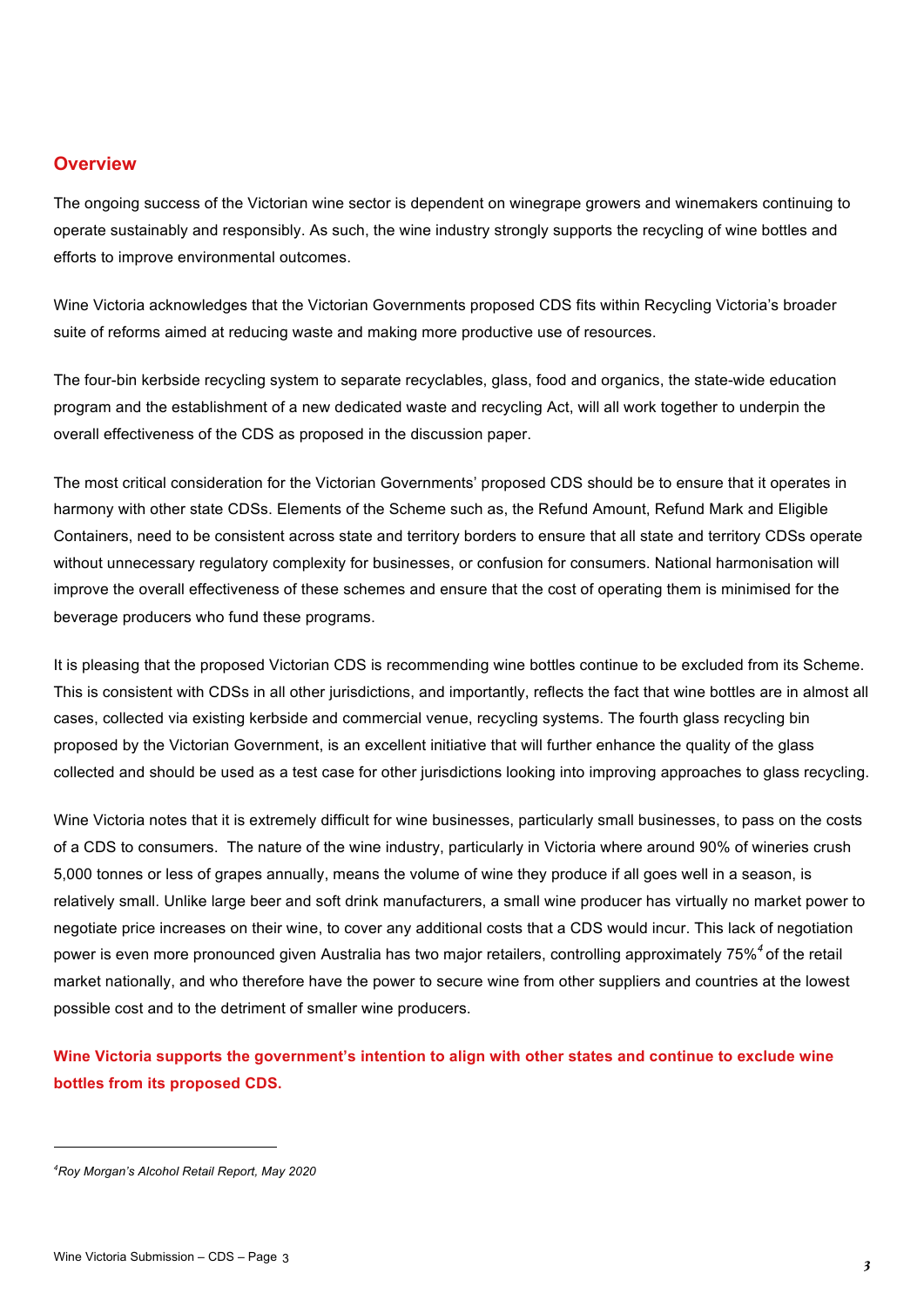## Overview

The ongoing success of the Victorian wine sector is dependent on winegrape growers and winemakers continuing to operate sustainably and responsibly. As such, the wine industry strongly supports the recycling of wine bottles and efforts to improve environmental outcomes.

Wine Victoria acknowledges that the Victorian Governments proposed CDS fits within Recycling Victoria's broader suite of reforms aimed at reducing waste and making more productive use of resources.

The four-bin kerbside recycling system to separate recyclables, glass, food and organics, the state-wide education program and the establishment of a new dedicated waste and recycling Act, will all work together to underpin the overall effectiveness of the CDS as proposed in the discussion paper.

The most critical consideration for the Victorian Governments' proposed CDS should be to ensure that it operates in harmony with other state CDSs. Elements of the Scheme such as, the Refund Amount, Refund Mark and Eligible Containers, need to be consistent across state and territory borders to ensure that all state and territory CDSs operate without unnecessary regulatory complexity for businesses, or confusion for consumers. National harmonisation will improve the overall effectiveness of these schemes and ensure that the cost of operating them is minimised for the beverage producers who fund these programs.

It is pleasing that the proposed Victorian CDS is recommending wine bottles continue to be excluded from its Scheme. This is consistent with CDSs in all other jurisdictions, and importantly, reflects the fact that wine bottles are in almost all cases, collected via existing kerbside and commercial venue, recycling systems. The fourth glass recycling bin proposed by the Victorian Government, is an excellent initiative that will further enhance the quality of the glass collected and should be used as a test case for other jurisdictions looking into improving approaches to glass recycling.

Wine Victoria notes that it is extremely difficult for wine businesses, particularly small businesses, to pass on the costs of a CDS to consumers. The nature of the wine industry, particularly in Victoria where around 90% of wineries crush 5,000 tonnes or less of grapes annually, means the volume of wine they produce if all goes well in a season, is relatively small. Unlike large beer and soft drink manufacturers, a small wine producer has virtually no market power to negotiate price increases on their wine, to cover any additional costs that a CDS would incur. This lack of negotiation power is even more pronounced given Australia has two major retailers, controlling approximately 75%[4] of the retail market nationally, and who therefore have the power to secure wine from other suppliers and countries at the lowest possible cost and to the detriment of smaller wine producers.

**Wine Victoria supports the government's intention to align with other states and continue to exclude wine bottles from its proposed CDS.**

---

[4] *Roy Morgan's Alcohol Retail Report, May 2020*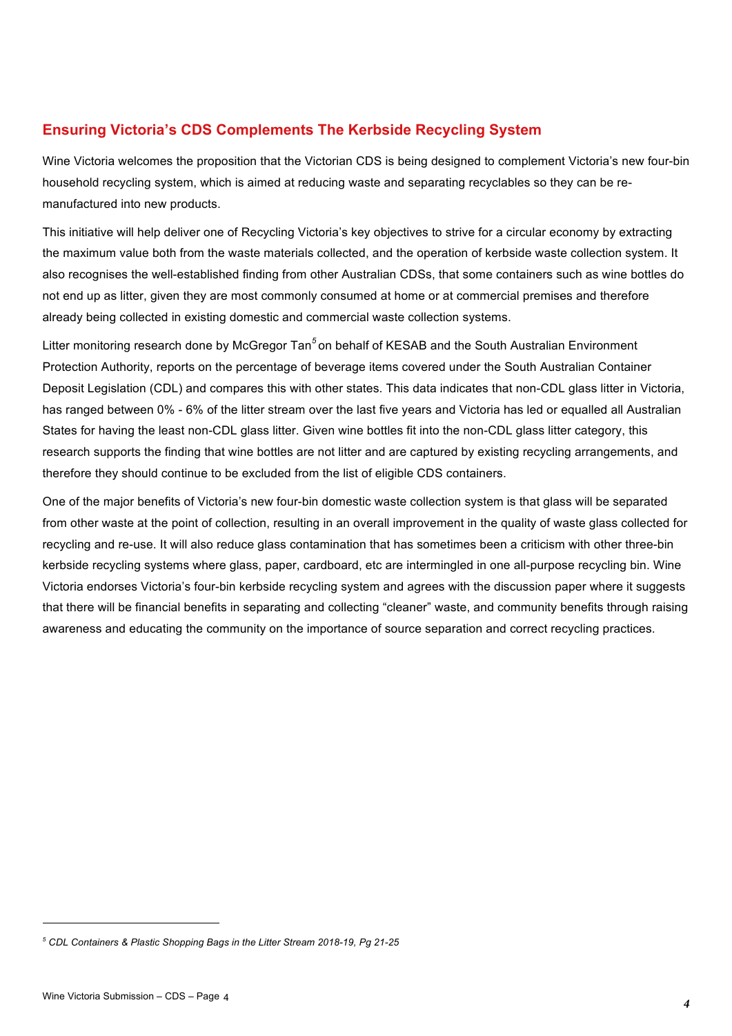## Ensuring Victoria's CDS Complements The Kerbside Recycling System

Wine Victoria welcomes the proposition that the Victorian CDS is being designed to complement Victoria's new four-bin household recycling system, which is aimed at reducing waste and separating recyclables so they can be re-manufactured into new products.

This initiative will help deliver one of Recycling Victoria's key objectives to strive for a circular economy by extracting the maximum value both from the waste materials collected, and the operation of kerbside waste collection system. It also recognises the well-established finding from other Australian CDSs, that some containers such as wine bottles do not end up as litter, given they are most commonly consumed at home or at commercial premises and therefore already being collected in existing domestic and commercial waste collection systems.

Litter monitoring research done by McGregor Tan[5] on behalf of KESAB and the South Australian Environment Protection Authority, reports on the percentage of beverage items covered under the South Australian Container Deposit Legislation (CDL) and compares this with other states. This data indicates that non-CDL glass litter in Victoria, has ranged between 0% - 6% of the litter stream over the last five years and Victoria has led or equalled all Australian States for having the least non-CDL glass litter. Given wine bottles fit into the non-CDL glass litter category, this research supports the finding that wine bottles are not litter and are captured by existing recycling arrangements, and therefore they should continue to be excluded from the list of eligible CDS containers.

One of the major benefits of Victoria's new four-bin domestic waste collection system is that glass will be separated from other waste at the point of collection, resulting in an overall improvement in the quality of waste glass collected for recycling and re-use. It will also reduce glass contamination that has sometimes been a criticism with other three-bin kerbside recycling systems where glass, paper, cardboard, etc are intermingled in one all-purpose recycling bin. Wine Victoria endorses Victoria's four-bin kerbside recycling system and agrees with the discussion paper where it suggests that there will be financial benefits in separating and collecting "cleaner" waste, and community benefits through raising awareness and educating the community on the importance of source separation and correct recycling practices.

---

[5] *CDL Containers & Plastic Shopping Bags in the Litter Stream 2018-19, Pg 21-25*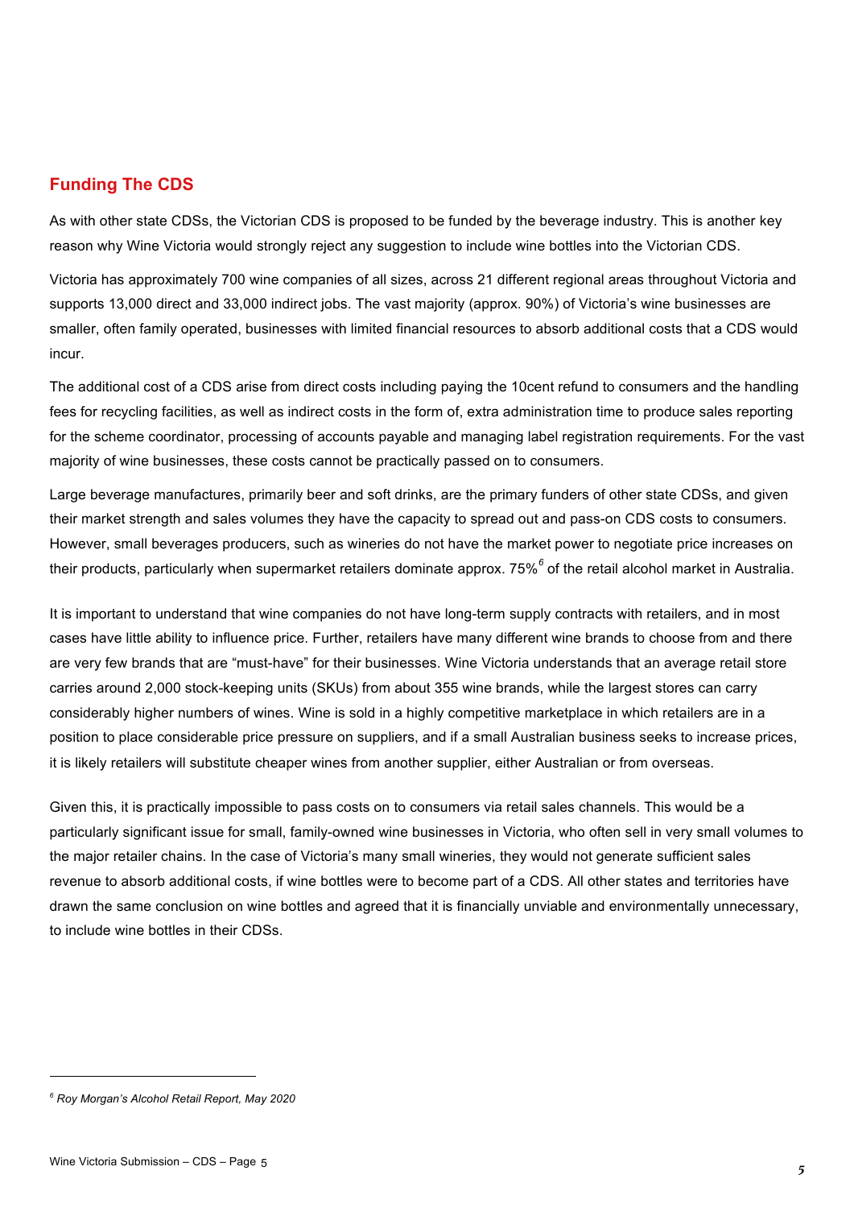## Funding The CDS

As with other state CDSs, the Victorian CDS is proposed to be funded by the beverage industry. This is another key reason why Wine Victoria would strongly reject any suggestion to include wine bottles into the Victorian CDS.

Victoria has approximately 700 wine companies of all sizes, across 21 different regional areas throughout Victoria and supports 13,000 direct and 33,000 indirect jobs. The vast majority (approx. 90%) of Victoria's wine businesses are smaller, often family operated, businesses with limited financial resources to absorb additional costs that a CDS would incur.

The additional cost of a CDS arise from direct costs including paying the 10cent refund to consumers and the handling fees for recycling facilities, as well as indirect costs in the form of, extra administration time to produce sales reporting for the scheme coordinator, processing of accounts payable and managing label registration requirements. For the vast majority of wine businesses, these costs cannot be practically passed on to consumers.

Large beverage manufactures, primarily beer and soft drinks, are the primary funders of other state CDSs, and given their market strength and sales volumes they have the capacity to spread out and pass-on CDS costs to consumers. However, small beverages producers, such as wineries do not have the market power to negotiate price increases on their products, particularly when supermarket retailers dominate approx. 75%[6] of the retail alcohol market in Australia.

It is important to understand that wine companies do not have long-term supply contracts with retailers, and in most cases have little ability to influence price. Further, retailers have many different wine brands to choose from and there are very few brands that are "must-have" for their businesses. Wine Victoria understands that an average retail store carries around 2,000 stock-keeping units (SKUs) from about 355 wine brands, while the largest stores can carry considerably higher numbers of wines. Wine is sold in a highly competitive marketplace in which retailers are in a position to place considerable price pressure on suppliers, and if a small Australian business seeks to increase prices, it is likely retailers will substitute cheaper wines from another supplier, either Australian or from overseas.

Given this, it is practically impossible to pass costs on to consumers via retail sales channels. This would be a particularly significant issue for small, family-owned wine businesses in Victoria, who often sell in very small volumes to the major retailer chains. In the case of Victoria's many small wineries, they would not generate sufficient sales revenue to absorb additional costs, if wine bottles were to become part of a CDS. All other states and territories have drawn the same conclusion on wine bottles and agreed that it is financially unviable and environmentally unnecessary, to include wine bottles in their CDSs.

---

[6] *Roy Morgan's Alcohol Retail Report, May 2020*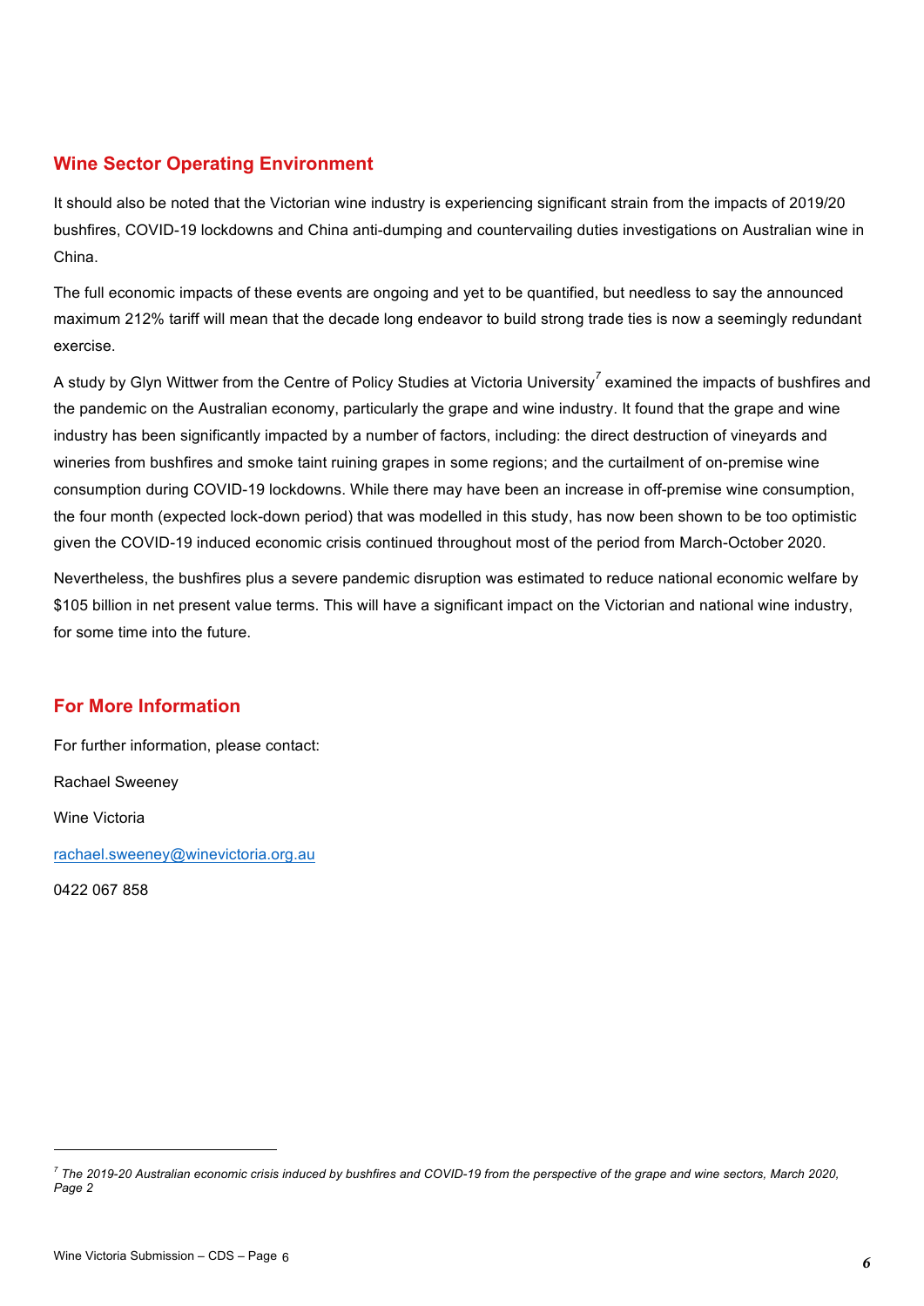## Wine Sector Operating Environment

It should also be noted that the Victorian wine industry is experiencing significant strain from the impacts of 2019/20 bushfires, COVID-19 lockdowns and China anti-dumping and countervailing duties investigations on Australian wine in China.

The full economic impacts of these events are ongoing and yet to be quantified, but needless to say the announced maximum 212% tariff will mean that the decade long endeavor to build strong trade ties is now a seemingly redundant exercise.

A study by Glyn Wittwer from the Centre of Policy Studies at Victoria University[7] examined the impacts of bushfires and the pandemic on the Australian economy, particularly the grape and wine industry. It found that the grape and wine industry has been significantly impacted by a number of factors, including: the direct destruction of vineyards and wineries from bushfires and smoke taint ruining grapes in some regions; and the curtailment of on-premise wine consumption during COVID-19 lockdowns. While there may have been an increase in off-premise wine consumption, the four month (expected lock-down period) that was modelled in this study, has now been shown to be too optimistic given the COVID-19 induced economic crisis continued throughout most of the period from March-October 2020.

Nevertheless, the bushfires plus a severe pandemic disruption was estimated to reduce national economic welfare by $105 billion in net present value terms. This will have a significant impact on the Victorian and national wine industry, for some time into the future.

## For More Information

For further information, please contact:

Rachael Sweeney

Wine Victoria

rachael.sweeney@winevictoria.org.au

0422 067 858

---

[7] *The 2019-20 Australian economic crisis induced by bushfires and COVID-19 from the perspective of the grape and wine sectors, March 2020, Page 2*